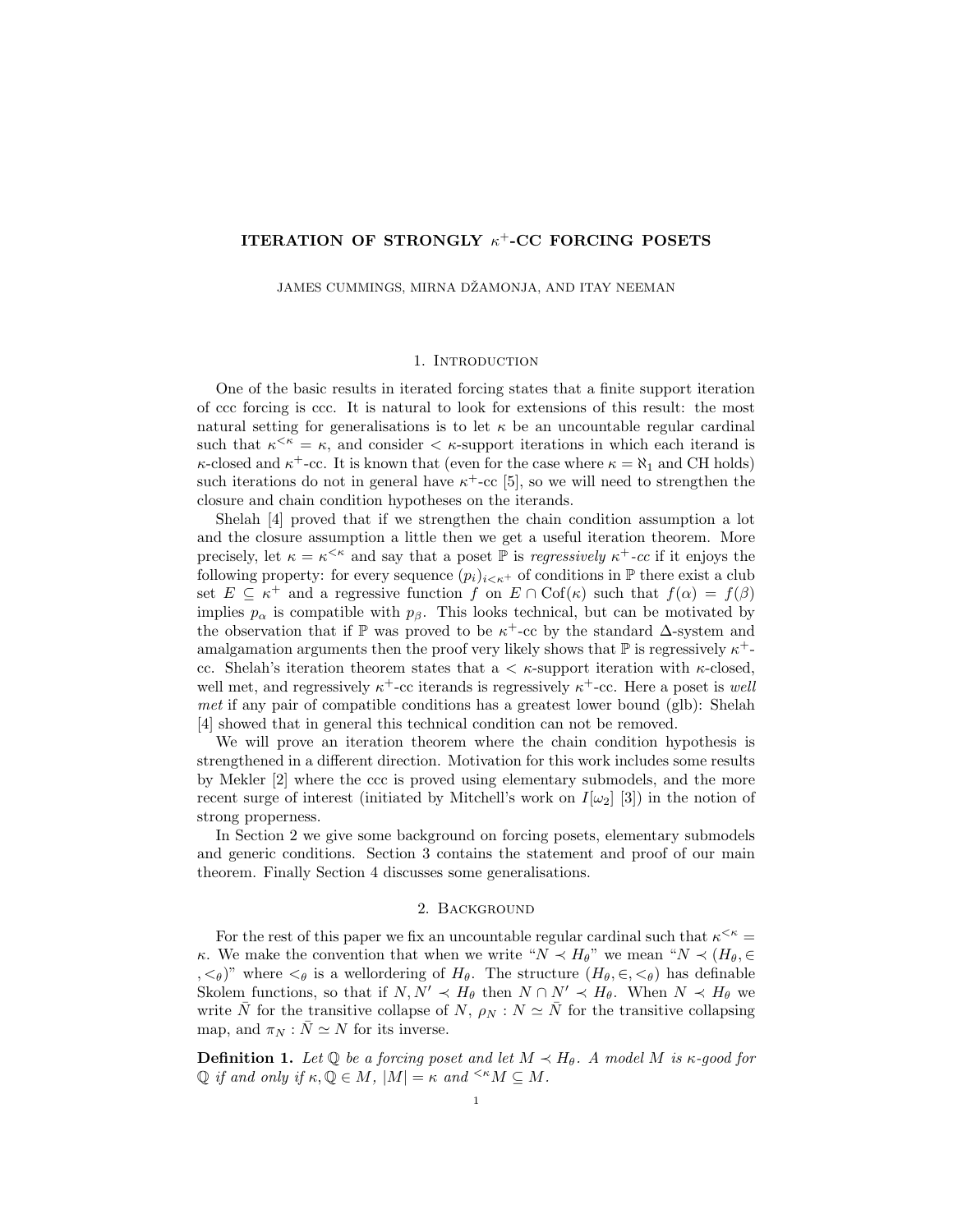# ITERATION OF STRONGLY $\kappa^+$-CC FORCING POSETS

JAMES CUMMINGS, MIRNA DŽAMONJA, AND ITAY NEEMAN

## 1. Introduction

One of the basic results in iterated forcing states that a finite support iteration of ccc forcing is ccc. It is natural to look for extensions of this result: the most natural setting for generalisations is to let $\kappa$ be an uncountable regular cardinal such that $\kappa^{<\kappa} = \kappa$, and consider $< \kappa$-support iterations in which each iterand is $\kappa$-closed and $\kappa^+$-cc. It is known that (even for the case where $\kappa = \aleph_1$ and CH holds) such iterations do not in general have $\kappa^+$-cc [5], so we will need to strengthen the closure and chain condition hypotheses on the iterands.

Shelah [4] proved that if we strengthen the chain condition assumption a lot and the closure assumption a little then we get a useful iteration theorem. More precisely, let $\kappa = \kappa^{<\kappa}$ and say that a poset $\mathbb{P}$ is *regressively $\kappa^+$-cc* if it enjoys the following property: for every sequence $(p_i)_{i<\kappa^+}$ of conditions in $\mathbb{P}$ there exist a club set $E \subseteq \kappa^+$ and a regressive function $f$ on $E \cap \mathrm{Cof}(\kappa)$ such that $f(\alpha) = f(\beta)$ implies $p_\alpha$ is compatible with $p_\beta$. This looks technical, but can be motivated by the observation that if $\mathbb{P}$ was proved to be $\kappa^+$-cc by the standard $\Delta$-system and amalgamation arguments then the proof very likely shows that $\mathbb{P}$ is regressively $\kappa^+$-cc. Shelah's iteration theorem states that a $< \kappa$-support iteration with $\kappa$-closed, well met, and regressively $\kappa^+$-cc iterands is regressively $\kappa^+$-cc. Here a poset is *well met* if any pair of compatible conditions has a greatest lower bound (glb): Shelah [4] showed that in general this technical condition can not be removed.

We will prove an iteration theorem where the chain condition hypothesis is strengthened in a different direction. Motivation for this work includes some results by Mekler [2] where the ccc is proved using elementary submodels, and the more recent surge of interest (initiated by Mitchell's work on $I[\omega_2]$ [3]) in the notion of strong properness.

In Section 2 we give some background on forcing posets, elementary submodels and generic conditions. Section 3 contains the statement and proof of our main theorem. Finally Section 4 discusses some generalisations.

## 2. Background

For the rest of this paper we fix an uncountable regular cardinal such that $\kappa^{<\kappa} = \kappa$. We make the convention that when we write "$N \prec H_\theta$" we mean "$N \prec (H_\theta, \in, <_\theta)$" where $<_\theta$ is a wellordering of $H_\theta$. The structure $(H_\theta, \in, <_\theta)$ has definable Skolem functions, so that if $N, N' \prec H_\theta$ then $N \cap N' \prec H_\theta$. When $N \prec H_\theta$ we write $\bar{N}$ for the transitive collapse of $N$, $\rho_N : N \simeq \bar{N}$ for the transitive collapsing map, and $\pi_N : \bar{N} \simeq N$ for its inverse.

**Definition 1.** *Let $\mathbb{Q}$ be a forcing poset and let $M \prec H_\theta$. A model $M$ is $\kappa$-good for $\mathbb{Q}$ if and only if $\kappa, \mathbb{Q} \in M$, $|M| = \kappa$ and ${}^{<\kappa}M \subseteq M$.*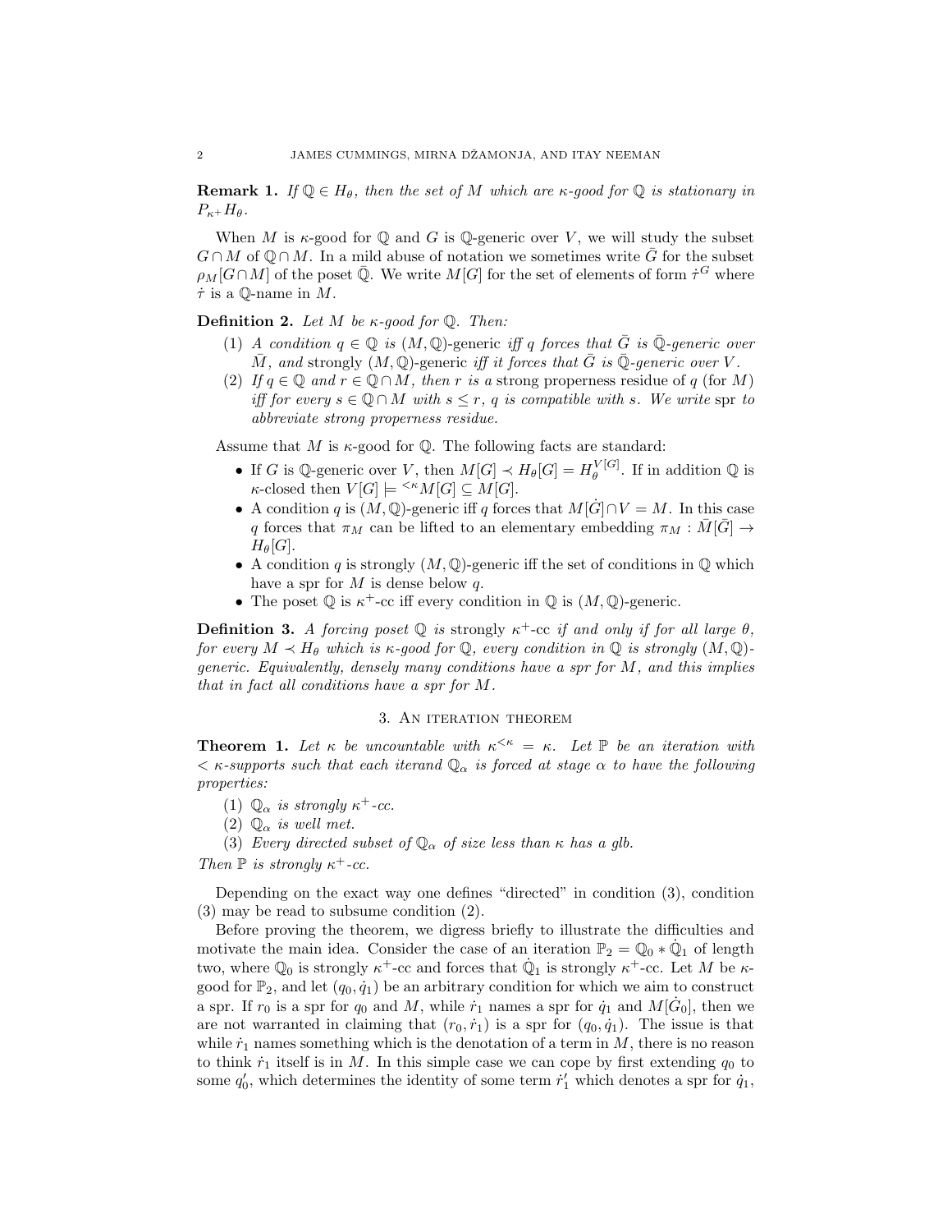**Remark 1.** *If $\mathbb{Q} \in H_\theta$, then the set of $M$ which are $\kappa$-good for $\mathbb{Q}$ is stationary in $P_{\kappa^+} H_\theta$.*

When $M$ is $\kappa$-good for $\mathbb{Q}$ and $G$ is $\mathbb{Q}$-generic over $V$, we will study the subset $G \cap M$ of $\mathbb{Q} \cap M$. In a mild abuse of notation we sometimes write $\bar{G}$ for the subset $\rho_M[G \cap M]$ of the poset $\bar{\mathbb{Q}}$. We write $M[G]$ for the set of elements of form $\dot{\tau}^G$ where $\dot{\tau}$ is a $\mathbb{Q}$-name in $M$.

**Definition 2.** *Let $M$ be $\kappa$-good for $\mathbb{Q}$. Then:*

1. *A condition $q \in \mathbb{Q}$ is $(M, \mathbb{Q})$-generic iff $q$ forces that $\bar{G}$ is $\bar{\mathbb{Q}}$-generic over $\bar{M}$, and* strongly $(M, \mathbb{Q})$-generic *iff it forces that $\bar{G}$ is $\bar{\mathbb{Q}}$-generic over $V$.*
2. *If $q \in \mathbb{Q}$ and $r \in \mathbb{Q} \cap M$, then $r$ is a* strong properness residue of $q$ (for $M$) *iff for every $s \in \mathbb{Q} \cap M$ with $s \le r$, $q$ is compatible with $s$. We write* spr *to abbreviate strong properness residue.*

Assume that $M$ is $\kappa$-good for $\mathbb{Q}$. The following facts are standard:

- If $G$ is $\mathbb{Q}$-generic over $V$, then $M[G] \prec H_\theta[G] = H_\theta^{V[G]}$. If in addition $\mathbb{Q}$ is $\kappa$-closed then $V[G] \models {}^{<\kappa} M[G] \subseteq M[G]$.
- A condition $q$ is $(M, \mathbb{Q})$-generic iff $q$ forces that $M[\dot{G}] \cap V = M$. In this case $q$ forces that $\pi_M$ can be lifted to an elementary embedding $\pi_M : \bar{M}[\bar{G}] \to H_\theta[G]$.
- A condition $q$ is strongly $(M, \mathbb{Q})$-generic iff the set of conditions in $\mathbb{Q}$ which have a spr for $M$ is dense below $q$.
- The poset $\mathbb{Q}$ is $\kappa^+$-cc iff every condition in $\mathbb{Q}$ is $(M, \mathbb{Q})$-generic.

**Definition 3.** *A forcing poset $\mathbb{Q}$ is* strongly $\kappa^+$-cc *if and only if for all large $\theta$, for every $M \prec H_\theta$ which is $\kappa$-good for $\mathbb{Q}$, every condition in $\mathbb{Q}$ is strongly $(M, \mathbb{Q})$-generic. Equivalently, densely many conditions have a spr for $M$, and this implies that in fact all conditions have a spr for $M$.*

## 3. An iteration theorem

**Theorem 1.** *Let $\kappa$ be uncountable with $\kappa^{<\kappa} = \kappa$. Let $\mathbb{P}$ be an iteration with $< \kappa$-supports such that each iterand $\mathbb{Q}_\alpha$ is forced at stage $\alpha$ to have the following properties:*

1. *$\mathbb{Q}_\alpha$ is strongly $\kappa^+$-cc.*
2. *$\mathbb{Q}_\alpha$ is well met.*
3. *Every directed subset of $\mathbb{Q}_\alpha$ of size less than $\kappa$ has a glb.*

*Then $\mathbb{P}$ is strongly $\kappa^+$-cc.*

Depending on the exact way one defines "directed" in condition (3), condition (3) may be read to subsume condition (2).

Before proving the theorem, we digress briefly to illustrate the difficulties and motivate the main idea. Consider the case of an iteration $\mathbb{P}_2 = \mathbb{Q}_0 * \dot{\mathbb{Q}}_1$ of length two, where $\mathbb{Q}_0$ is strongly $\kappa^+$-cc and forces that $\dot{\mathbb{Q}}_1$ is strongly $\kappa^+$-cc. Let $M$ be $\kappa$-good for $\mathbb{P}_2$, and let $(q_0, \dot{q}_1)$ be an arbitrary condition for which we aim to construct a spr. If $r_0$ is a spr for $q_0$ and $M$, while $\dot{r}_1$ names a spr for $\dot{q}_1$ and $M[\dot{G}_0]$, then we are not warranted in claiming that $(r_0, \dot{r}_1)$ is a spr for $(q_0, \dot{q}_1)$. The issue is that while $\dot{r}_1$ names something which is the denotation of a term in $M$, there is no reason to think $\dot{r}_1$ itself is in $M$. In this simple case we can cope by first extending $q_0$ to some $q_0'$, which determines the identity of some term $\dot{r}_1'$ which denotes a spr for $\dot{q}_1$,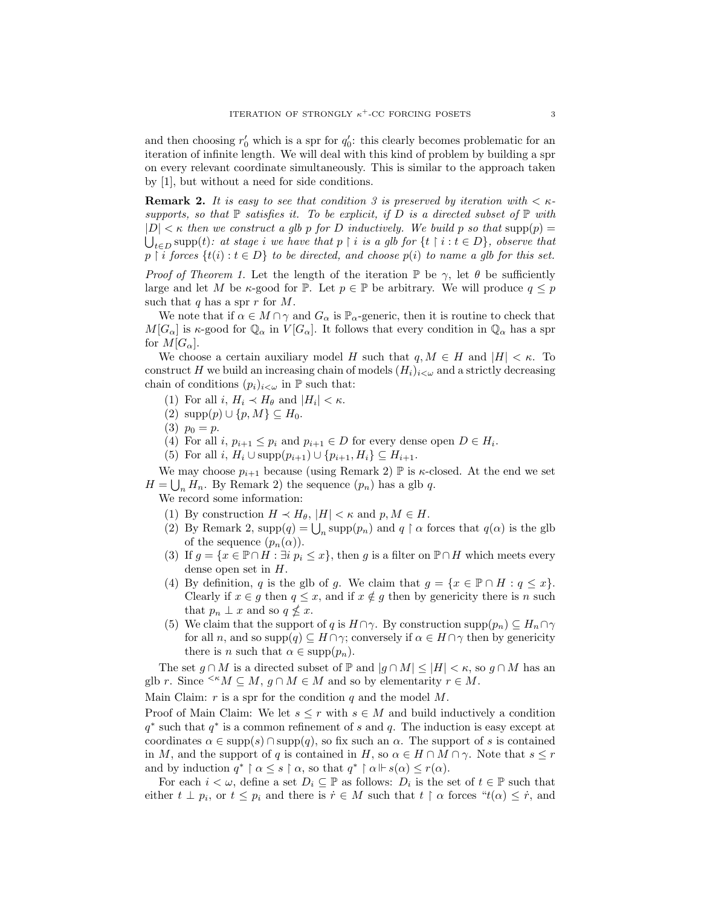and then choosing $r'_0$ which is a spr for $q'_0$: this clearly becomes problematic for an iteration of infinite length. We will deal with this kind of problem by building a spr on every relevant coordinate simultaneously. This is similar to the approach taken by [1], but without a need for side conditions.

**Remark 2.** *It is easy to see that condition 3 is preserved by iteration with $< \kappa$-supports, so that $\mathbb{P}$ satisfies it. To be explicit, if $D$ is a directed subset of $\mathbb{P}$ with $|D| < \kappa$ then we construct a glb $p$ for $D$ inductively. We build $p$ so that $\operatorname{supp}(p) = \bigcup_{t \in D} \operatorname{supp}(t)$: at stage $i$ we have that $p \restriction i$ is a glb for $\{t \restriction i : t \in D\}$, observe that $p \restriction i$ forces $\{t(i) : t \in D\}$ to be directed, and choose $p(i)$ to name a glb for this set.*

*Proof of Theorem 1.* Let the length of the iteration $\mathbb{P}$ be $\gamma$, let $\theta$ be sufficiently large and let $M$ be $\kappa$-good for $\mathbb{P}$. Let $p \in \mathbb{P}$ be arbitrary. We will produce $q \leq p$ such that $q$ has a spr $r$ for $M$.

We note that if $\alpha \in M \cap \gamma$ and $G_\alpha$ is $\mathbb{P}_\alpha$-generic, then it is routine to check that $M[G_\alpha]$ is $\kappa$-good for $\mathbb{Q}_\alpha$ in $V[G_\alpha]$. It follows that every condition in $\mathbb{Q}_\alpha$ has a spr for $M[G_\alpha]$.

We choose a certain auxiliary model $H$ such that $q, M \in H$ and $|H| < \kappa$. To construct $H$ we build an increasing chain of models $(H_i)_{i<\omega}$ and a strictly decreasing chain of conditions $(p_i)_{i<\omega}$ in $\mathbb{P}$ such that:

1. For all $i$, $H_i \prec H_\theta$ and $|H_i| < \kappa$.
2. $\operatorname{supp}(p) \cup \{p, M\} \subseteq H_0$.
3. $p_0 = p$.
4. For all $i$, $p_{i+1} \leq p_i$ and $p_{i+1} \in D$ for every dense open $D \in H_i$.
5. For all $i$, $H_i \cup \operatorname{supp}(p_{i+1}) \cup \{p_{i+1}, H_i\} \subseteq H_{i+1}$.

We may choose $p_{i+1}$ because (using Remark 2) $\mathbb{P}$ is $\kappa$-closed. At the end we set $H = \bigcup_n H_n$. By Remark 2) the sequence $(p_n)$ has a glb $q$.

We record some information:

1. By construction $H \prec H_\theta$, $|H| < \kappa$ and $p, M \in H$.
2. By Remark 2, $\operatorname{supp}(q) = \bigcup_n \operatorname{supp}(p_n)$ and $q \restriction \alpha$ forces that $q(\alpha)$ is the glb of the sequence $(p_n(\alpha))$.
3. If $g = \{x \in \mathbb{P} \cap H : \exists i\ p_i \leq x\}$, then $g$ is a filter on $\mathbb{P} \cap H$ which meets every dense open set in $H$.
4. By definition, $q$ is the glb of $g$. We claim that $g = \{x \in \mathbb{P} \cap H : q \leq x\}$. Clearly if $x \in g$ then $q \leq x$, and if $x \notin g$ then by genericity there is $n$ such that $p_n \perp x$ and so $q \nleq x$.
5. We claim that the support of $q$ is $H \cap \gamma$. By construction $\operatorname{supp}(p_n) \subseteq H_n \cap \gamma$ for all $n$, and so $\operatorname{supp}(q) \subseteq H \cap \gamma$; conversely if $\alpha \in H \cap \gamma$ then by genericity there is $n$ such that $\alpha \in \operatorname{supp}(p_n)$.

The set $g \cap M$ is a directed subset of $\mathbb{P}$ and $|g \cap M| \leq |H| < \kappa$, so $g \cap M$ has an glb $r$. Since ${}^{<\kappa}M \subseteq M$, $g \cap M \in M$ and so by elementarity $r \in M$.

Main Claim: $r$ is a spr for the condition $q$ and the model $M$.

Proof of Main Claim: We let $s \leq r$ with $s \in M$ and build inductively a condition $q^*$ such that $q^*$ is a common refinement of $s$ and $q$. The induction is easy except at coordinates $\alpha \in \operatorname{supp}(s) \cap \operatorname{supp}(q)$, so fix such an $\alpha$. The support of $s$ is contained in $M$, and the support of $q$ is contained in $H$, so $\alpha \in H \cap M \cap \gamma$. Note that $s \leq r$ and by induction $q^* \restriction \alpha \leq s \restriction \alpha$, so that $q^* \restriction \alpha \Vdash s(\alpha) \leq r(\alpha)$.

For each $i < \omega$, define a set $D_i \subseteq \mathbb{P}$ as follows: $D_i$ is the set of $t \in \mathbb{P}$ such that either $t \perp p_i$, or $t \leq p_i$ and there is $\dot{r} \in M$ such that $t \restriction \alpha$ forces "$t(\alpha) \leq \dot{r}$, and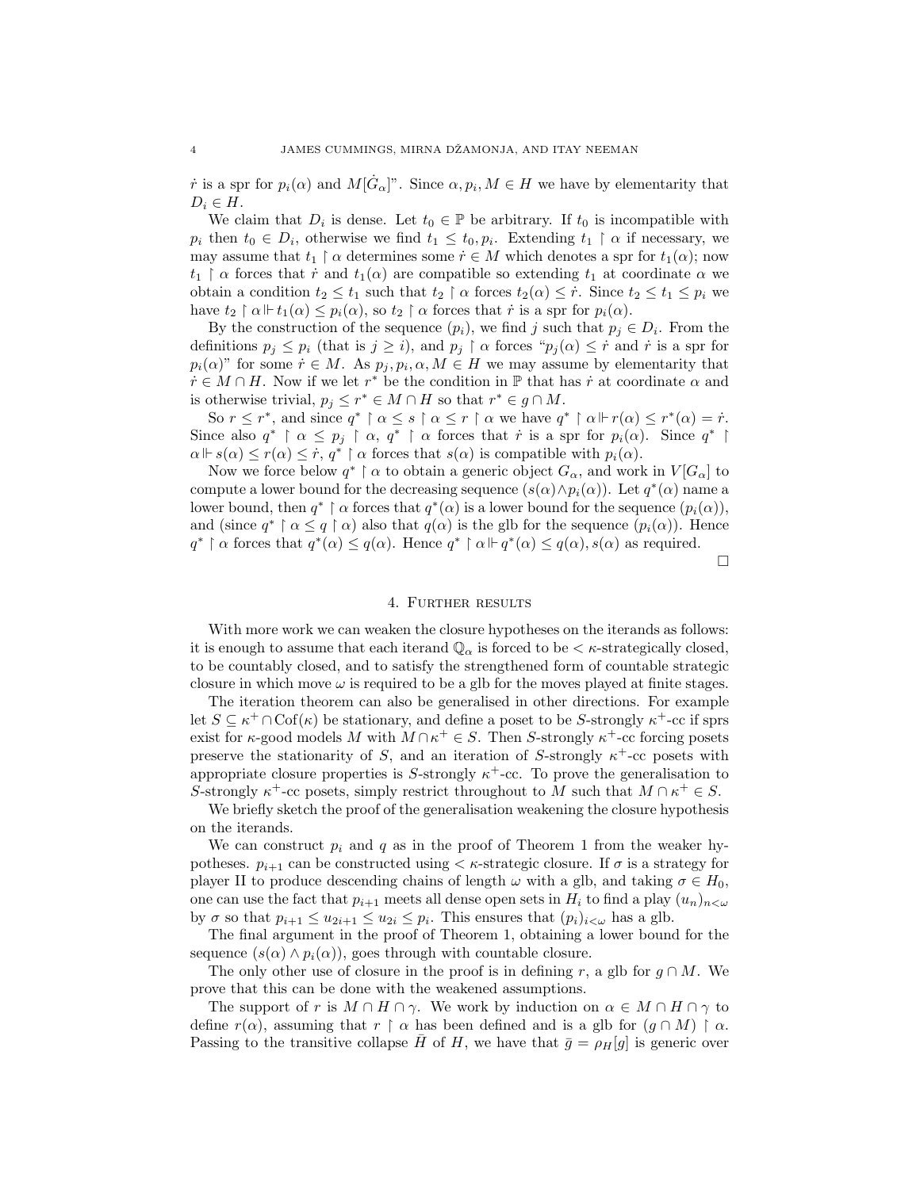$\dot{r}$ is a spr for $p_i(\alpha)$ and $M[\dot{G}_\alpha]$". Since $\alpha, p_i, M \in H$ we have by elementarity that $D_i \in H$.

We claim that $D_i$ is dense. Let $t_0 \in \mathbb{P}$ be arbitrary. If $t_0$ is incompatible with $p_i$ then $t_0 \in D_i$, otherwise we find $t_1 \leq t_0, p_i$. Extending $t_1 \restriction \alpha$ if necessary, we may assume that $t_1 \restriction \alpha$ determines some $\dot{r} \in M$ which denotes a spr for $t_1(\alpha)$; now $t_1 \restriction \alpha$ forces that $\dot{r}$ and $t_1(\alpha)$ are compatible so extending $t_1$ at coordinate $\alpha$ we obtain a condition $t_2 \leq t_1$ such that $t_2 \restriction \alpha$ forces $t_2(\alpha) \leq \dot{r}$. Since $t_2 \leq t_1 \leq p_i$ we have $t_2 \restriction \alpha \Vdash t_1(\alpha) \leq p_i(\alpha)$, so $t_2 \restriction \alpha$ forces that $\dot{r}$ is a spr for $p_i(\alpha)$.

By the construction of the sequence $(p_i)$, we find $j$ such that $p_j \in D_i$. From the definitions $p_j \leq p_i$ (that is $j \geq i$), and $p_j \restriction \alpha$ forces "$p_j(\alpha) \leq \dot{r}$ and $\dot{r}$ is a spr for $p_i(\alpha)$" for some $\dot{r} \in M$. As $p_j, p_i, \alpha, M \in H$ we may assume by elementarity that $\dot{r} \in M \cap H$. Now if we let $r^*$ be the condition in $\mathbb{P}$ that has $\dot{r}$ at coordinate $\alpha$ and is otherwise trivial, $p_j \leq r^* \in M \cap H$ so that $r^* \in g \cap M$.

So $r \leq r^*$, and since $q^* \restriction \alpha \leq s \restriction \alpha \leq r \restriction \alpha$ we have $q^* \restriction \alpha \Vdash r(\alpha) \leq r^*(\alpha) = \dot{r}$. Since also $q^* \restriction \alpha \leq p_j \restriction \alpha$, $q^* \restriction \alpha$ forces that $\dot{r}$ is a spr for $p_i(\alpha)$. Since $q^* \restriction \alpha \Vdash s(\alpha) \leq r(\alpha) \leq \dot{r}$, $q^* \restriction \alpha$ forces that $s(\alpha)$ is compatible with $p_i(\alpha)$.

Now we force below $q^* \restriction \alpha$ to obtain a generic object $G_\alpha$, and work in $V[G_\alpha]$ to compute a lower bound for the decreasing sequence $(s(\alpha) \wedge p_i(\alpha))$. Let $q^*(\alpha)$ name a lower bound, then $q^* \restriction \alpha$ forces that $q^*(\alpha)$ is a lower bound for the sequence $(p_i(\alpha))$, and (since $q^* \restriction \alpha \leq q \restriction \alpha$) also that $q(\alpha)$ is the glb for the sequence $(p_i(\alpha))$. Hence $q^* \restriction \alpha$ forces that $q^*(\alpha) \leq q(\alpha)$. Hence $q^* \restriction \alpha \Vdash q^*(\alpha) \leq q(\alpha), s(\alpha)$ as required. □

## 4. Further results

With more work we can weaken the closure hypotheses on the iterands as follows: it is enough to assume that each iterand $\mathbb{Q}_\alpha$ is forced to be $< \kappa$-strategically closed, to be countably closed, and to satisfy the strengthened form of countable strategic closure in which move $\omega$ is required to be a glb for the moves played at finite stages.

The iteration theorem can also be generalised in other directions. For example let $S \subseteq \kappa^+ \cap \mathrm{Cof}(\kappa)$ be stationary, and define a poset to be $S$-strongly $\kappa^+$-cc if sprs exist for $\kappa$-good models $M$ with $M \cap \kappa^+ \in S$. Then $S$-strongly $\kappa^+$-cc forcing posets preserve the stationarity of $S$, and an iteration of $S$-strongly $\kappa^+$-cc posets with appropriate closure properties is $S$-strongly $\kappa^+$-cc. To prove the generalisation to $S$-strongly $\kappa^+$-cc posets, simply restrict throughout to $M$ such that $M \cap \kappa^+ \in S$.

We briefly sketch the proof of the generalisation weakening the closure hypothesis on the iterands.

We can construct $p_i$ and $q$ as in the proof of Theorem 1 from the weaker hypotheses. $p_{i+1}$ can be constructed using $< \kappa$-strategic closure. If $\sigma$ is a strategy for player II to produce descending chains of length $\omega$ with a glb, and taking $\sigma \in H_0$, one can use the fact that $p_{i+1}$ meets all dense open sets in $H_i$ to find a play $(u_n)_{n<\omega}$ by $\sigma$ so that $p_{i+1} \leq u_{2i+1} \leq u_{2i} \leq p_i$. This ensures that $(p_i)_{i<\omega}$ has a glb.

The final argument in the proof of Theorem 1, obtaining a lower bound for the sequence $(s(\alpha) \wedge p_i(\alpha))$, goes through with countable closure.

The only other use of closure in the proof is in defining $r$, a glb for $g \cap M$. We prove that this can be done with the weakened assumptions.

The support of $r$ is $M \cap H \cap \gamma$. We work by induction on $\alpha \in M \cap H \cap \gamma$ to define $r(\alpha)$, assuming that $r \restriction \alpha$ has been defined and is a glb for $(g \cap M) \restriction \alpha$. Passing to the transitive collapse $\bar{H}$ of $H$, we have that $\bar{g} = \rho_H[g]$ is generic over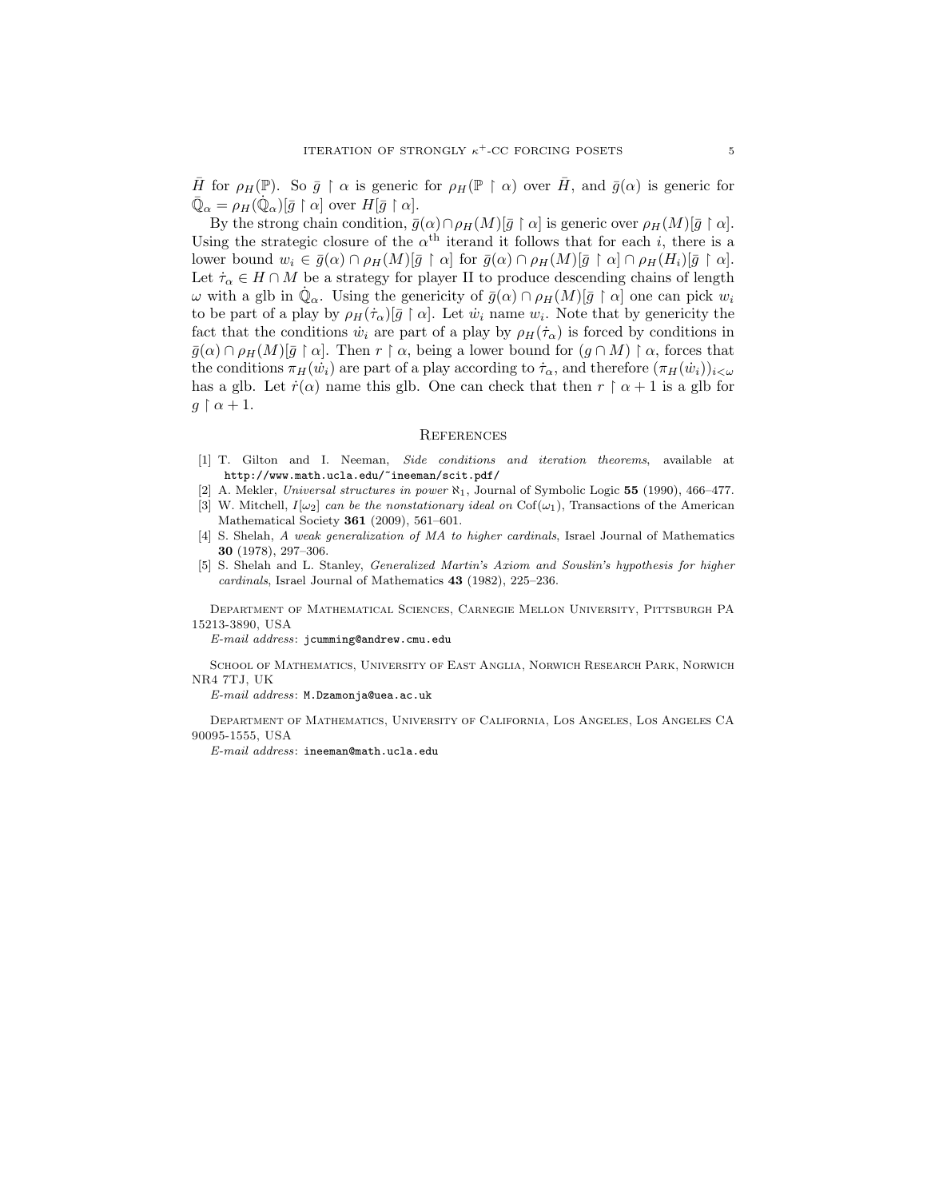$\bar{H}$ for $\rho_H(\mathbb{P})$. So $\bar{g} \restriction \alpha$ is generic for $\rho_H(\mathbb{P} \restriction \alpha)$ over $\bar{H}$, and $\bar{g}(\alpha)$ is generic for $\bar{\mathbb{Q}}_\alpha = \rho_H(\dot{\mathbb{Q}}_\alpha)[\bar{g} \restriction \alpha]$ over $H[\bar{g} \restriction \alpha]$.

By the strong chain condition, $\bar{g}(\alpha) \cap \rho_H(M)[\bar{g} \restriction \alpha]$ is generic over $\rho_H(M)[\bar{g} \restriction \alpha]$. Using the strategic closure of the $\alpha^{\text{th}}$ iterand it follows that for each $i$, there is a lower bound $w_i \in \bar{g}(\alpha) \cap \rho_H(M)[\bar{g} \restriction \alpha]$ for $\bar{g}(\alpha) \cap \rho_H(M)[\bar{g} \restriction \alpha] \cap \rho_H(H_i)[\bar{g} \restriction \alpha]$. Let $\dot{\tau}_\alpha \in H \cap M$ be a strategy for player II to produce descending chains of length $\omega$ with a glb in $\dot{\mathbb{Q}}_\alpha$. Using the genericity of $\bar{g}(\alpha) \cap \rho_H(M)[\bar{g} \restriction \alpha]$ one can pick $w_i$ to be part of a play by $\rho_H(\dot{\tau}_\alpha)[\bar{g} \restriction \alpha]$. Let $\dot{w}_i$ name $w_i$. Note that by genericity the fact that the conditions $\dot{w}_i$ are part of a play by $\rho_H(\dot{\tau}_\alpha)$ is forced by conditions in $\bar{g}(\alpha) \cap \rho_H(M)[\bar{g} \restriction \alpha]$. Then $r \restriction \alpha$, being a lower bound for $(g \cap M) \restriction \alpha$, forces that the conditions $\pi_H(\dot{w}_i)$ are part of a play according to $\dot{\tau}_\alpha$, and therefore $(\pi_H(\dot{w}_i))_{i<\omega}$ has a glb. Let $\dot{r}(\alpha)$ name this glb. One can check that then $r \restriction \alpha + 1$ is a glb for $g \restriction \alpha + 1$.

## References

[1] T. Gilton and I. Neeman, *Side conditions and iteration theorems*, available at http://www.math.ucla.edu/~ineeman/scit.pdf/

[2] A. Mekler, *Universal structures in power* $\aleph_1$, Journal of Symbolic Logic **55** (1990), 466–477.

[3] W. Mitchell, *$I[\omega_2]$ can be the nonstationary ideal on* $\mathrm{Cof}(\omega_1)$, Transactions of the American Mathematical Society **361** (2009), 561–601.

[4] S. Shelah, *A weak generalization of MA to higher cardinals*, Israel Journal of Mathematics **30** (1978), 297–306.

[5] S. Shelah and L. Stanley, *Generalized Martin's Axiom and Souslin's hypothesis for higher cardinals*, Israel Journal of Mathematics **43** (1982), 225–236.

Department of Mathematical Sciences, Carnegie Mellon University, Pittsburgh PA 15213-3890, USA

*E-mail address*: jcumming@andrew.cmu.edu

School of Mathematics, University of East Anglia, Norwich Research Park, Norwich NR4 7TJ, UK

*E-mail address*: M.Dzamonja@uea.ac.uk

Department of Mathematics, University of California, Los Angeles, Los Angeles CA 90095-1555, USA

*E-mail address*: ineeman@math.ucla.edu